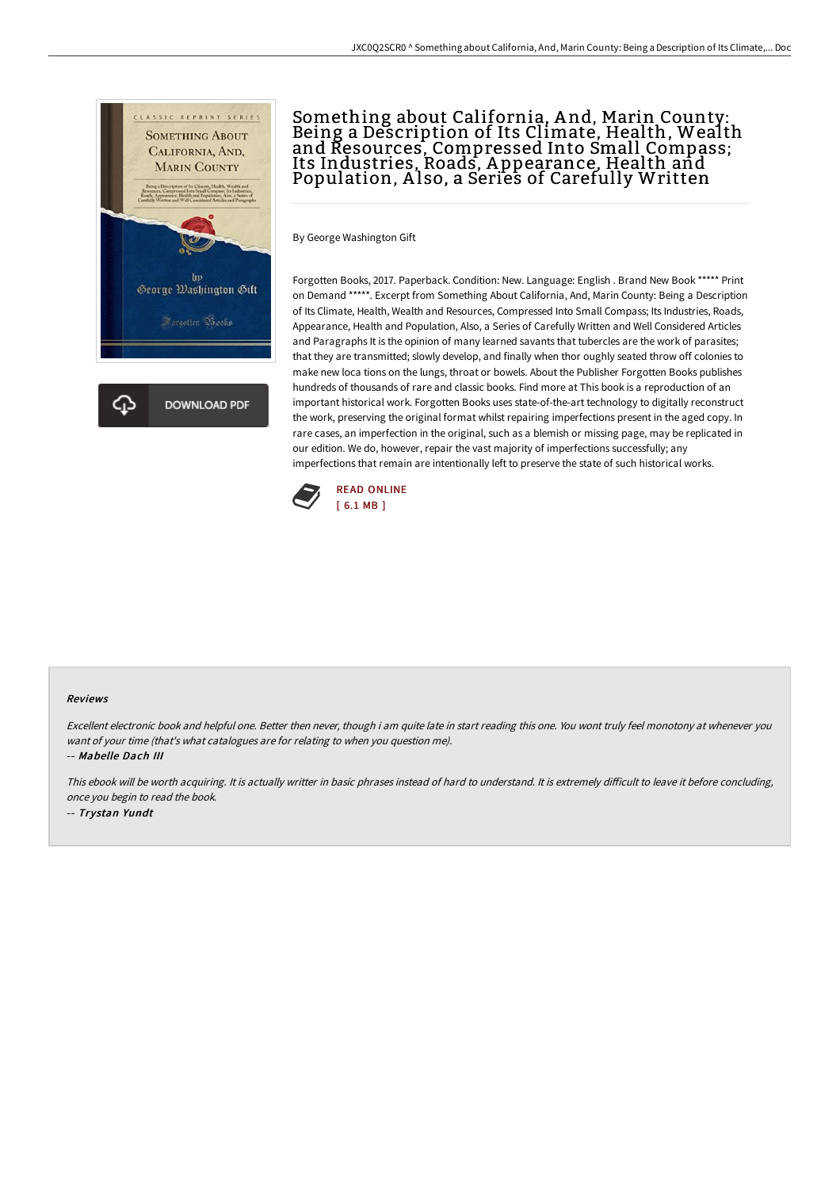# Something about California, And, Marin County: Being a Description of Its Climate, Health, Wealth and Resources, Compressed Into Small Compass; Its Industries, Roads, Appearance, Health and Population, Also, a Series of Carefully Written

By George Washington Gift

Forgotten Books, 2017. Paperback. Condition: New. Language: English . Brand New Book ***** Print on Demand *****. Excerpt from Something About California, And, Marin County: Being a Description of Its Climate, Health, Wealth and Resources, Compressed Into Small Compass; Its Industries, Roads, Appearance, Health and Population, Also, a Series of Carefully Written and Well Considered Articles and Paragraphs It is the opinion of many learned savants that tubercles are the work of parasites; that they are transmitted; slowly develop, and finally when thor oughly seated throw off colonies to make new loca tions on the lungs, throat or bowels. About the Publisher Forgotten Books publishes hundreds of thousands of rare and classic books. Find more at This book is a reproduction of an important historical work. Forgotten Books uses state-of-the-art technology to digitally reconstruct the work, preserving the original format whilst repairing imperfections present in the aged copy. In rare cases, an imperfection in the original, such as a blemish or missing page, may be replicated in our edition. We do, however, repair the vast majority of imperfections successfully; any imperfections that remain are intentionally left to preserve the state of such historical works.

READ ONLINE
[ 6.1 MB ]

#### Reviews

*Excellent electronic book and helpful one. Better then never, though i am quite late in start reading this one. You wont truly feel monotony at whenever you want of your time (that's what catalogues are for relating to when you question me).*

-- *Mabelle Dach III*

*This ebook will be worth acquiring. It is actually writter in basic phrases instead of hard to understand. It is extremely difficult to leave it before concluding, once you begin to read the book.*

-- *Trystan Yundt*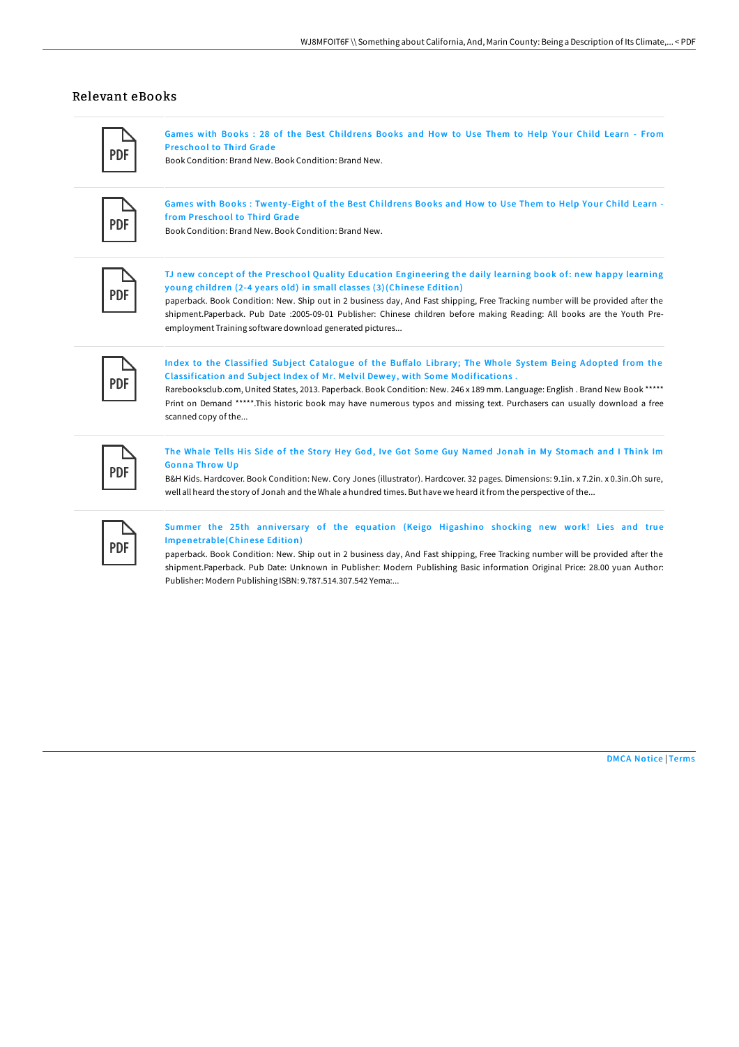## Relevant eBooks

PDF

Games with Books : 28 of the Best Childrens Books and How to Use Them to Help Your Child Learn - From Preschool to Third Grade

Book Condition: Brand New. Book Condition: Brand New.

PDF

Games with Books : Twenty-Eight of the Best Childrens Books and How to Use Them to Help Your Child Learn - from Preschool to Third Grade

Book Condition: Brand New. Book Condition: Brand New.

PDF

TJ new concept of the Preschool Quality Education Engineering the daily learning book of: new happy learning young children (2-4 years old) in small classes (3)(Chinese Edition)

paperback. Book Condition: New. Ship out in 2 business day, And Fast shipping, Free Tracking number will be provided after the shipment.Paperback. Pub Date :2005-09-01 Publisher: Chinese children before making Reading: All books are the Youth Pre-employment Training software download generated pictures...

PDF

Index to the Classified Subject Catalogue of the Buffalo Library; The Whole System Being Adopted from the Classification and Subject Index of Mr. Melvil Dewey, with Some Modifications .

Rarebooksclub.com, United States, 2013. Paperback. Book Condition: New. 246 x 189 mm. Language: English . Brand New Book ***** Print on Demand *****.This historic book may have numerous typos and missing text. Purchasers can usually download a free scanned copy of the...

PDF

The Whale Tells His Side of the Story Hey God, Ive Got Some Guy Named Jonah in My Stomach and I Think Im Gonna Throw Up

B&H Kids. Hardcover. Book Condition: New. Cory Jones (illustrator). Hardcover. 32 pages. Dimensions: 9.1in. x 7.2in. x 0.3in.Oh sure, well all heard the story of Jonah and the Whale a hundred times. But have we heard it from the perspective of the...

PDF

Summer the 25th anniversary of the equation (Keigo Higashino shocking new work! Lies and true Impenetrable(Chinese Edition)

paperback. Book Condition: New. Ship out in 2 business day, And Fast shipping, Free Tracking number will be provided after the shipment.Paperback. Pub Date: Unknown in Publisher: Modern Publishing Basic information Original Price: 28.00 yuan Author: Publisher: Modern Publishing ISBN: 9.787.514.307.542 Yema:...

DMCA Notice | Terms